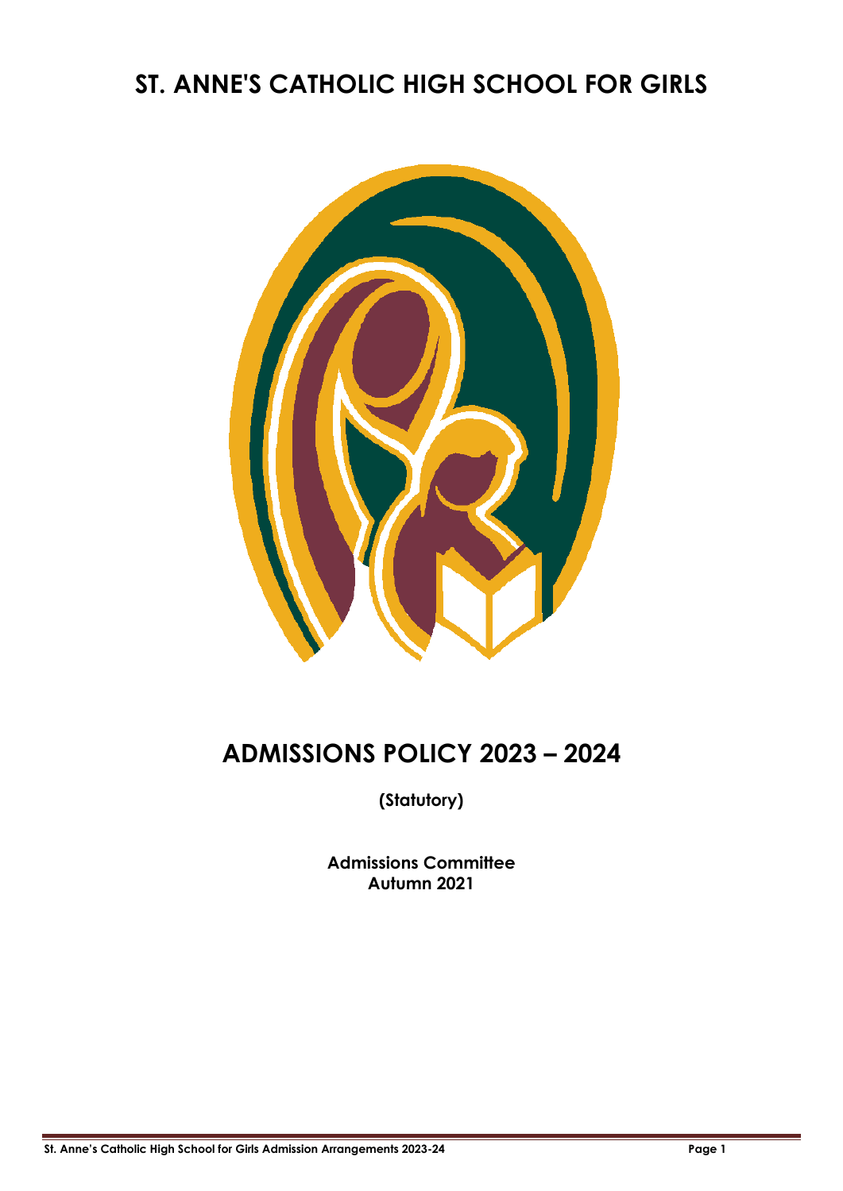# ST. ANNE'S CATHOLIC HIGH SCHOOL FOR GIRLS

# ADMISSIONS POLICY 2023 – 2024

**(Statutory)**

**Admissions Committee**
**Autumn 2021**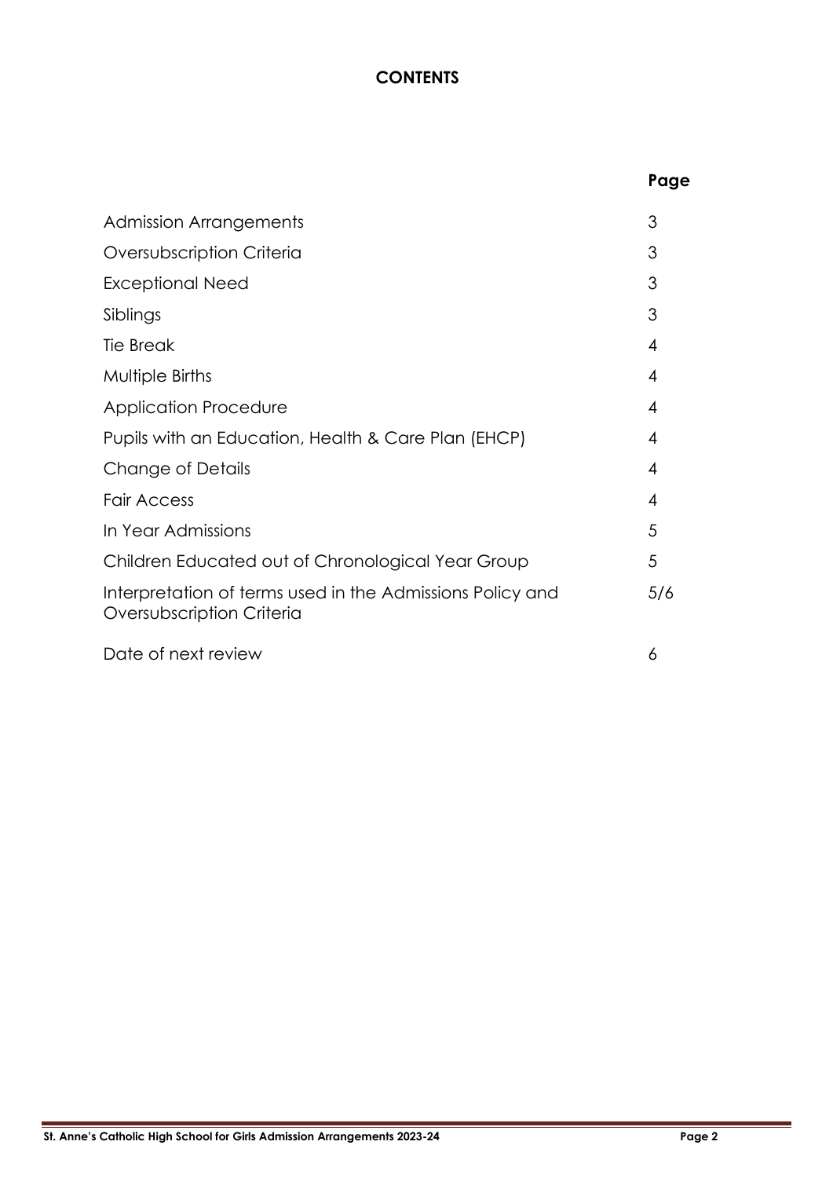# CONTENTS

| | Page |
|---|---|
| Admission Arrangements | 3 |
| Oversubscription Criteria | 3 |
| Exceptional Need | 3 |
| Siblings | 3 |
| Tie Break | 4 |
| Multiple Births | 4 |
| Application Procedure | 4 |
| Pupils with an Education, Health & Care Plan (EHCP) | 4 |
| Change of Details | 4 |
| Fair Access | 4 |
| In Year Admissions | 5 |
| Children Educated out of Chronological Year Group | 5 |
| Interpretation of terms used in the Admissions Policy and Oversubscription Criteria | 5/6 |
| Date of next review | 6 |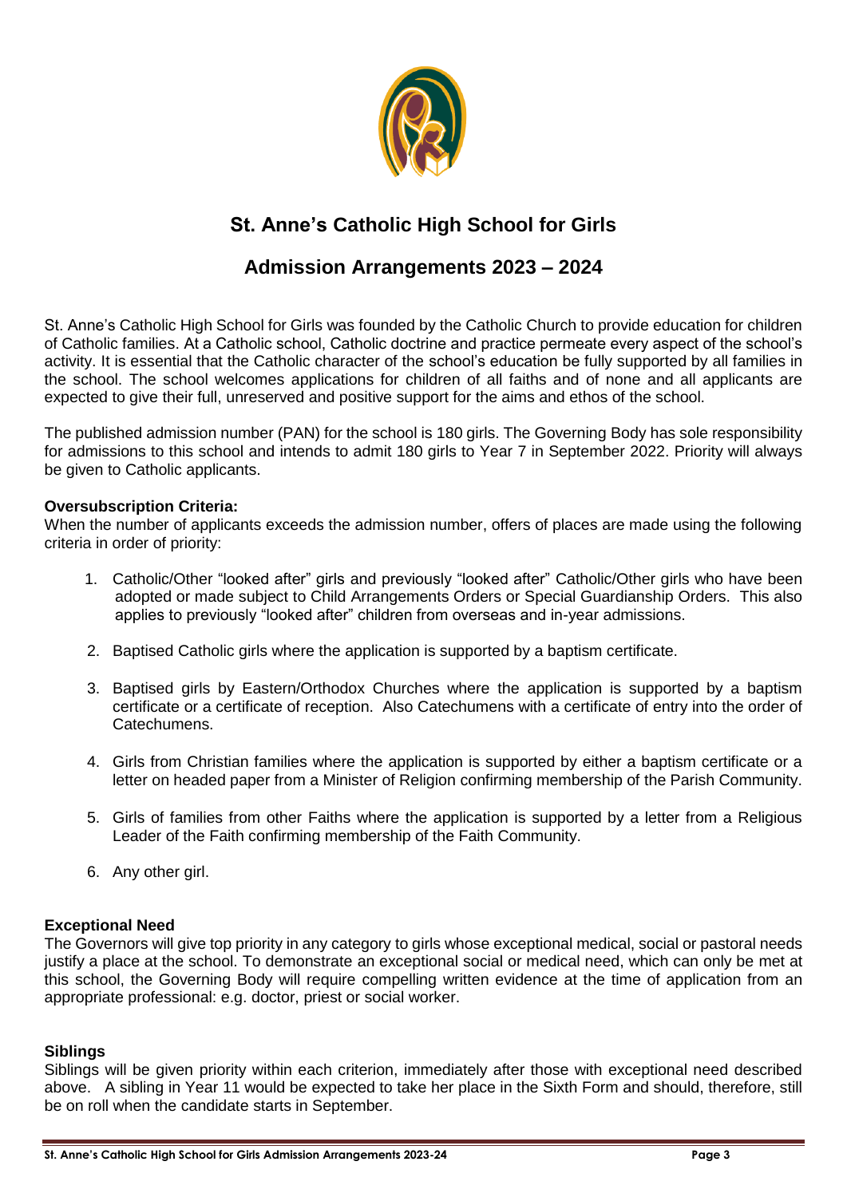# St. Anne's Catholic High School for Girls

## Admission Arrangements 2023 – 2024

St. Anne's Catholic High School for Girls was founded by the Catholic Church to provide education for children of Catholic families. At a Catholic school, Catholic doctrine and practice permeate every aspect of the school's activity. It is essential that the Catholic character of the school's education be fully supported by all families in the school. The school welcomes applications for children of all faiths and of none and all applicants are expected to give their full, unreserved and positive support for the aims and ethos of the school.

The published admission number (PAN) for the school is 180 girls. The Governing Body has sole responsibility for admissions to this school and intends to admit 180 girls to Year 7 in September 2022. Priority will always be given to Catholic applicants.

**Oversubscription Criteria:**
When the number of applicants exceeds the admission number, offers of places are made using the following criteria in order of priority:

1. Catholic/Other "looked after" girls and previously "looked after" Catholic/Other girls who have been adopted or made subject to Child Arrangements Orders or Special Guardianship Orders. This also applies to previously "looked after" children from overseas and in-year admissions.
2. Baptised Catholic girls where the application is supported by a baptism certificate.
3. Baptised girls by Eastern/Orthodox Churches where the application is supported by a baptism certificate or a certificate of reception. Also Catechumens with a certificate of entry into the order of Catechumens.
4. Girls from Christian families where the application is supported by either a baptism certificate or a letter on headed paper from a Minister of Religion confirming membership of the Parish Community.
5. Girls of families from other Faiths where the application is supported by a letter from a Religious Leader of the Faith confirming membership of the Faith Community.
6. Any other girl.

**Exceptional Need**
The Governors will give top priority in any category to girls whose exceptional medical, social or pastoral needs justify a place at the school. To demonstrate an exceptional social or medical need, which can only be met at this school, the Governing Body will require compelling written evidence at the time of application from an appropriate professional: e.g. doctor, priest or social worker.

**Siblings**
Siblings will be given priority within each criterion, immediately after those with exceptional need described above. A sibling in Year 11 would be expected to take her place in the Sixth Form and should, therefore, still be on roll when the candidate starts in September.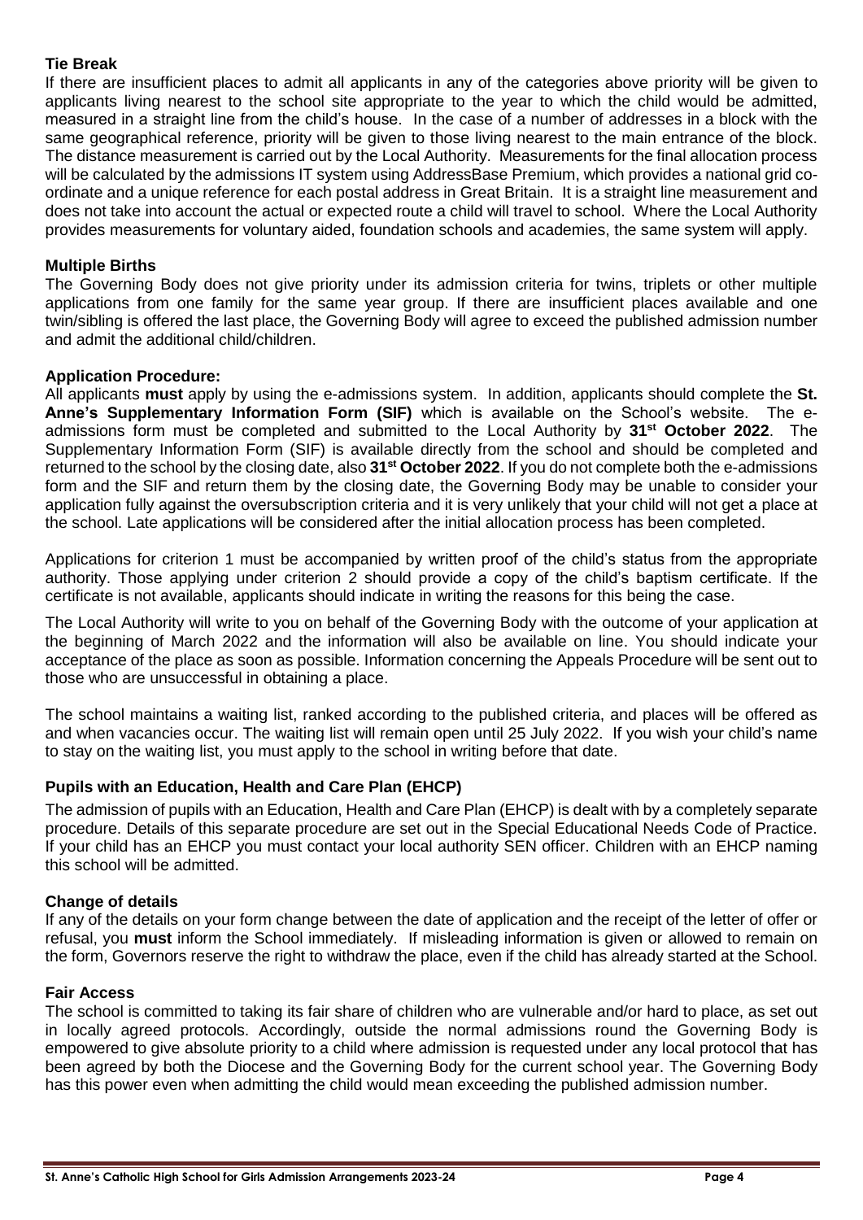### Tie Break

If there are insufficient places to admit all applicants in any of the categories above priority will be given to applicants living nearest to the school site appropriate to the year to which the child would be admitted, measured in a straight line from the child's house. In the case of a number of addresses in a block with the same geographical reference, priority will be given to those living nearest to the main entrance of the block. The distance measurement is carried out by the Local Authority. Measurements for the final allocation process will be calculated by the admissions IT system using AddressBase Premium, which provides a national grid co-ordinate and a unique reference for each postal address in Great Britain. It is a straight line measurement and does not take into account the actual or expected route a child will travel to school. Where the Local Authority provides measurements for voluntary aided, foundation schools and academies, the same system will apply.

### Multiple Births

The Governing Body does not give priority under its admission criteria for twins, triplets or other multiple applications from one family for the same year group. If there are insufficient places available and one twin/sibling is offered the last place, the Governing Body will agree to exceed the published admission number and admit the additional child/children.

### Application Procedure:

All applicants **must** apply by using the e-admissions system. In addition, applicants should complete the **St. Anne's Supplementary Information Form (SIF)** which is available on the School's website. The e-admissions form must be completed and submitted to the Local Authority by **31st October 2022**. The Supplementary Information Form (SIF) is available directly from the school and should be completed and returned to the school by the closing date, also **31st October 2022**. If you do not complete both the e-admissions form and the SIF and return them by the closing date, the Governing Body may be unable to consider your application fully against the oversubscription criteria and it is very unlikely that your child will not get a place at the school. Late applications will be considered after the initial allocation process has been completed.

Applications for criterion 1 must be accompanied by written proof of the child's status from the appropriate authority. Those applying under criterion 2 should provide a copy of the child's baptism certificate. If the certificate is not available, applicants should indicate in writing the reasons for this being the case.

The Local Authority will write to you on behalf of the Governing Body with the outcome of your application at the beginning of March 2022 and the information will also be available on line. You should indicate your acceptance of the place as soon as possible. Information concerning the Appeals Procedure will be sent out to those who are unsuccessful in obtaining a place.

The school maintains a waiting list, ranked according to the published criteria, and places will be offered as and when vacancies occur. The waiting list will remain open until 25 July 2022. If you wish your child's name to stay on the waiting list, you must apply to the school in writing before that date.

### Pupils with an Education, Health and Care Plan (EHCP)

The admission of pupils with an Education, Health and Care Plan (EHCP) is dealt with by a completely separate procedure. Details of this separate procedure are set out in the Special Educational Needs Code of Practice. If your child has an EHCP you must contact your local authority SEN officer. Children with an EHCP naming this school will be admitted.

### Change of details

If any of the details on your form change between the date of application and the receipt of the letter of offer or refusal, you **must** inform the School immediately. If misleading information is given or allowed to remain on the form, Governors reserve the right to withdraw the place, even if the child has already started at the School.

### Fair Access

The school is committed to taking its fair share of children who are vulnerable and/or hard to place, as set out in locally agreed protocols. Accordingly, outside the normal admissions round the Governing Body is empowered to give absolute priority to a child where admission is requested under any local protocol that has been agreed by both the Diocese and the Governing Body for the current school year. The Governing Body has this power even when admitting the child would mean exceeding the published admission number.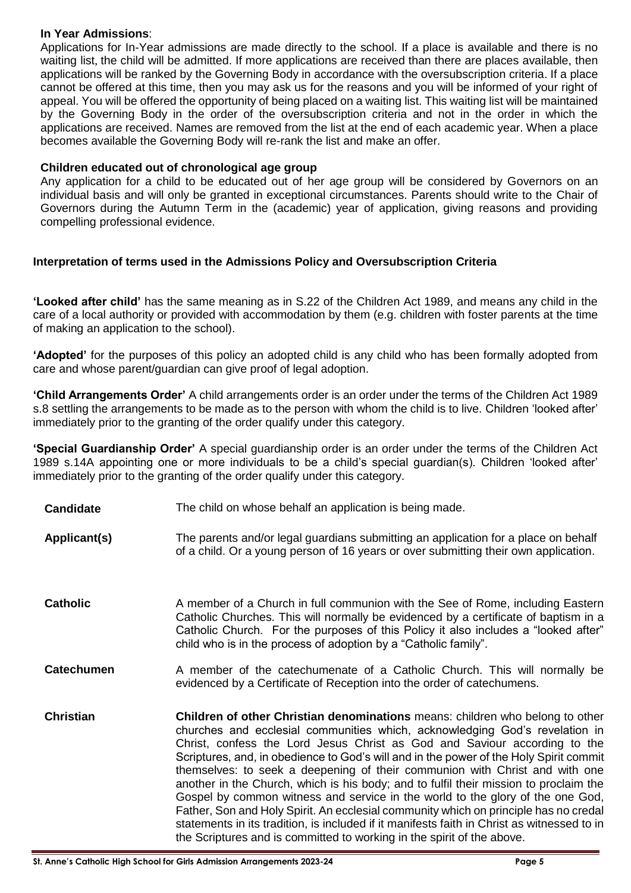**In Year Admissions**:

Applications for In-Year admissions are made directly to the school. If a place is available and there is no waiting list, the child will be admitted. If more applications are received than there are places available, then applications will be ranked by the Governing Body in accordance with the oversubscription criteria. If a place cannot be offered at this time, then you may ask us for the reasons and you will be informed of your right of appeal. You will be offered the opportunity of being placed on a waiting list. This waiting list will be maintained by the Governing Body in the order of the oversubscription criteria and not in the order in which the applications are received. Names are removed from the list at the end of each academic year. When a place becomes available the Governing Body will re-rank the list and make an offer.

**Children educated out of chronological age group**

Any application for a child to be educated out of her age group will be considered by Governors on an individual basis and will only be granted in exceptional circumstances. Parents should write to the Chair of Governors during the Autumn Term in the (academic) year of application, giving reasons and providing compelling professional evidence.

## Interpretation of terms used in the Admissions Policy and Oversubscription Criteria

**'Looked after child'** has the same meaning as in S.22 of the Children Act 1989, and means any child in the care of a local authority or provided with accommodation by them (e.g. children with foster parents at the time of making an application to the school).

**'Adopted'** for the purposes of this policy an adopted child is any child who has been formally adopted from care and whose parent/guardian can give proof of legal adoption.

**'Child Arrangements Order'** A child arrangements order is an order under the terms of the Children Act 1989 s.8 settling the arrangements to be made as to the person with whom the child is to live. Children 'looked after' immediately prior to the granting of the order qualify under this category.

**'Special Guardianship Order'** A special guardianship order is an order under the terms of the Children Act 1989 s.14A appointing one or more individuals to be a child's special guardian(s). Children 'looked after' immediately prior to the granting of the order qualify under this category.

| | |
|---|---|
| **Candidate** | The child on whose behalf an application is being made. |
| **Applicant(s)** | The parents and/or legal guardians submitting an application for a place on behalf of a child. Or a young person of 16 years or over submitting their own application. |
| **Catholic** | A member of a Church in full communion with the See of Rome, including Eastern Catholic Churches. This will normally be evidenced by a certificate of baptism in a Catholic Church. For the purposes of this Policy it also includes a "looked after" child who is in the process of adoption by a "Catholic family". |
| **Catechumen** | A member of the catechumenate of a Catholic Church. This will normally be evidenced by a Certificate of Reception into the order of catechumens. |
| **Christian** | **Children of other Christian denominations** means: children who belong to other churches and ecclesial communities which, acknowledging God's revelation in Christ, confess the Lord Jesus Christ as God and Saviour according to the Scriptures, and, in obedience to God's will and in the power of the Holy Spirit commit themselves: to seek a deepening of their communion with Christ and with one another in the Church, which is his body; and to fulfil their mission to proclaim the Gospel by common witness and service in the world to the glory of the one God, Father, Son and Holy Spirit. An ecclesial community which on principle has no credal statements in its tradition, is included if it manifests faith in Christ as witnessed to in the Scriptures and is committed to working in the spirit of the above. |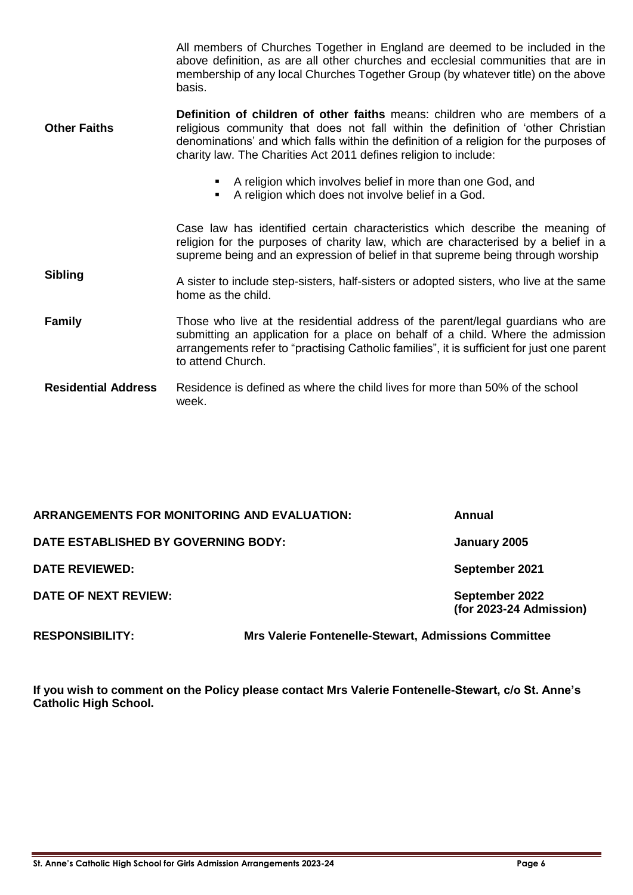| | |
|---|---|
| | All members of Churches Together in England are deemed to be included in the above definition, as are all other churches and ecclesial communities that are in membership of any local Churches Together Group (by whatever title) on the above basis. |
| **Other Faiths** | **Definition of children of other faiths** means: children who are members of a religious community that does not fall within the definition of 'other Christian denominations' and which falls within the definition of a religion for the purposes of charity law. The Charities Act 2011 defines religion to include:<br><br>- A religion which involves belief in more than one God, and<br>- A religion which does not involve belief in a God.<br><br>Case law has identified certain characteristics which describe the meaning of religion for the purposes of charity law, which are characterised by a belief in a supreme being and an expression of belief in that supreme being through worship |
| **Sibling** | A sister to include step-sisters, half-sisters or adopted sisters, who live at the same home as the child. |
| **Family** | Those who live at the residential address of the parent/legal guardians who are submitting an application for a place on behalf of a child. Where the admission arrangements refer to "practising Catholic families", it is sufficient for just one parent to attend Church. |
| **Residential Address** | Residence is defined as where the child lives for more than 50% of the school week. |

| | |
|---|---|
| **ARRANGEMENTS FOR MONITORING AND EVALUATION:** | **Annual** |
| **DATE ESTABLISHED BY GOVERNING BODY:** | **January 2005** |
| **DATE REVIEWED:** | **September 2021** |
| **DATE OF NEXT REVIEW:** | **September 2022 (for 2023-24 Admission)** |
| **RESPONSIBILITY:** | **Mrs Valerie Fontenelle-Stewart, Admissions Committee** |

**If you wish to comment on the Policy please contact Mrs Valerie Fontenelle-Stewart, c/o St. Anne's Catholic High School.**